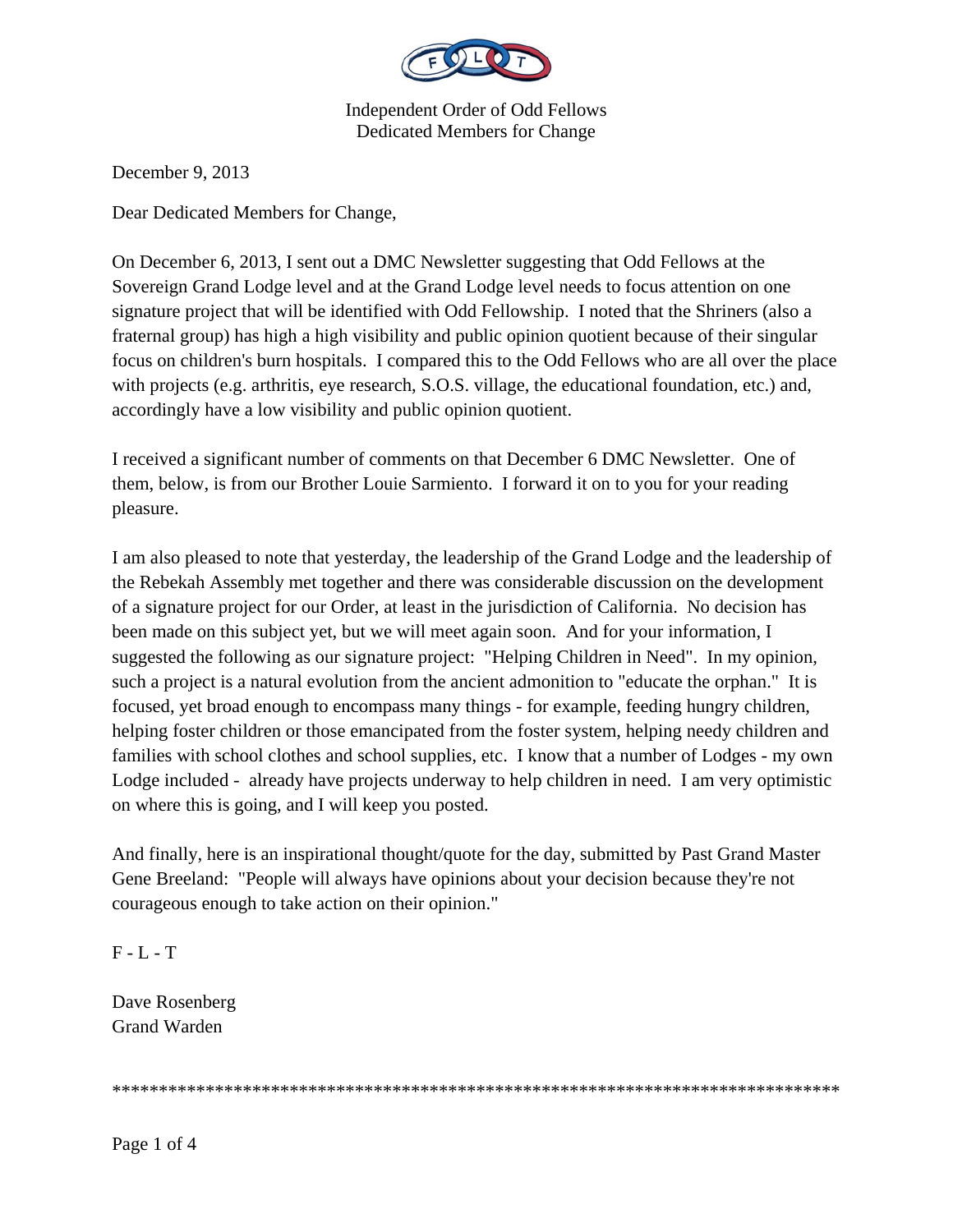Independent Order of Odd Fellows
Dedicated Members for Change

December 9, 2013

Dear Dedicated Members for Change,

On December 6, 2013, I sent out a DMC Newsletter suggesting that Odd Fellows at the Sovereign Grand Lodge level and at the Grand Lodge level needs to focus attention on one signature project that will be identified with Odd Fellowship. I noted that the Shriners (also a fraternal group) has high a high visibility and public opinion quotient because of their singular focus on children's burn hospitals. I compared this to the Odd Fellows who are all over the place with projects (e.g. arthritis, eye research, S.O.S. village, the educational foundation, etc.) and, accordingly have a low visibility and public opinion quotient.

I received a significant number of comments on that December 6 DMC Newsletter. One of them, below, is from our Brother Louie Sarmiento. I forward it on to you for your reading pleasure.

I am also pleased to note that yesterday, the leadership of the Grand Lodge and the leadership of the Rebekah Assembly met together and there was considerable discussion on the development of a signature project for our Order, at least in the jurisdiction of California. No decision has been made on this subject yet, but we will meet again soon. And for your information, I suggested the following as our signature project: "Helping Children in Need". In my opinion, such a project is a natural evolution from the ancient admonition to "educate the orphan." It is focused, yet broad enough to encompass many things - for example, feeding hungry children, helping foster children or those emancipated from the foster system, helping needy children and families with school clothes and school supplies, etc. I know that a number of Lodges - my own Lodge included - already have projects underway to help children in need. I am very optimistic on where this is going, and I will keep you posted.

And finally, here is an inspirational thought/quote for the day, submitted by Past Grand Master Gene Breeland: "People will always have opinions about your decision because they're not courageous enough to take action on their opinion."

F - L - T

Dave Rosenberg
Grand Warden

*********************************************************************************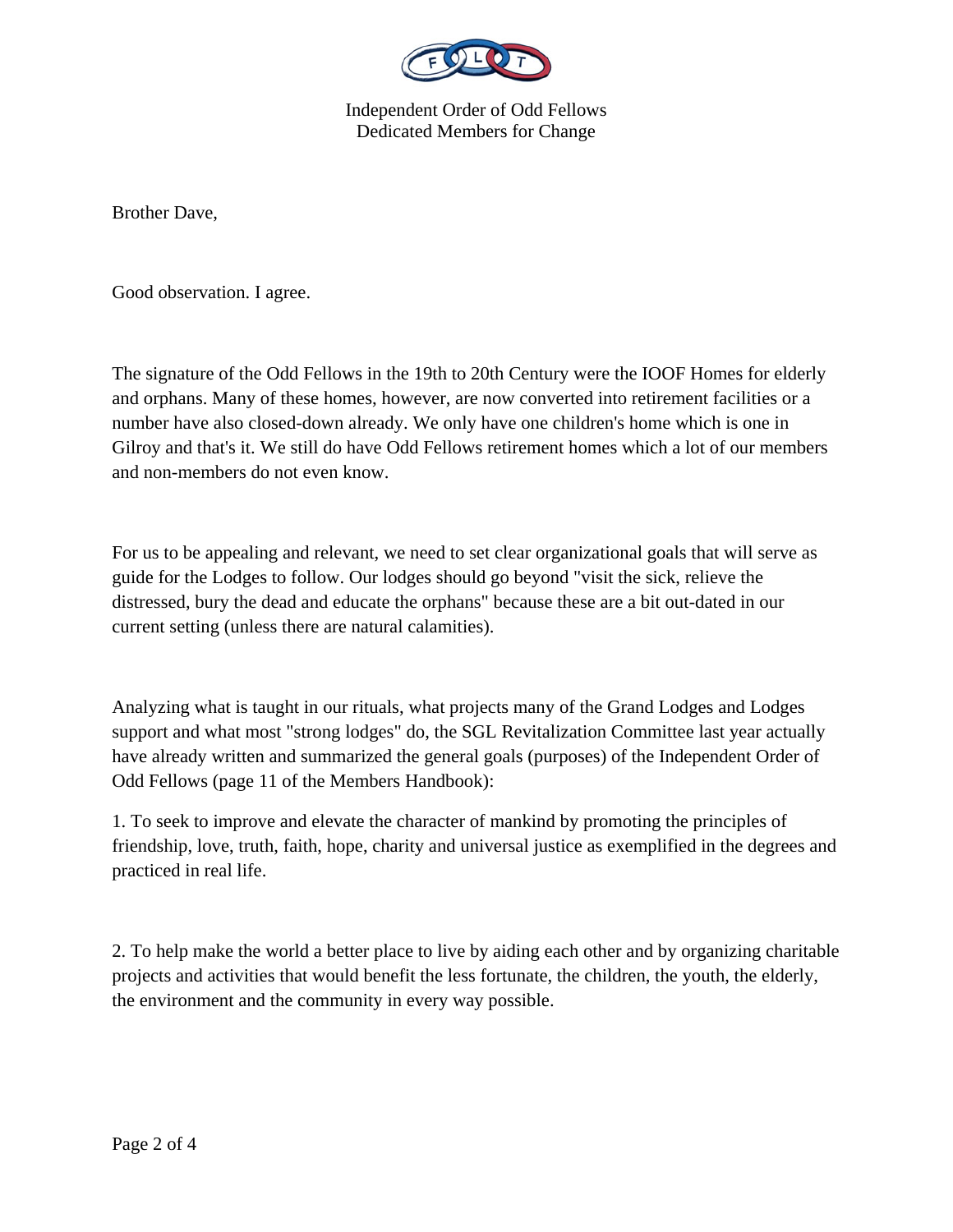Independent Order of Odd Fellows
Dedicated Members for Change

Brother Dave,

Good observation. I agree.

The signature of the Odd Fellows in the 19th to 20th Century were the IOOF Homes for elderly and orphans. Many of these homes, however, are now converted into retirement facilities or a number have also closed-down already. We only have one children's home which is one in Gilroy and that's it. We still do have Odd Fellows retirement homes which a lot of our members and non-members do not even know.

For us to be appealing and relevant, we need to set clear organizational goals that will serve as guide for the Lodges to follow. Our lodges should go beyond "visit the sick, relieve the distressed, bury the dead and educate the orphans" because these are a bit out-dated in our current setting (unless there are natural calamities).

Analyzing what is taught in our rituals, what projects many of the Grand Lodges and Lodges support and what most "strong lodges" do, the SGL Revitalization Committee last year actually have already written and summarized the general goals (purposes) of the Independent Order of Odd Fellows (page 11 of the Members Handbook):

1. To seek to improve and elevate the character of mankind by promoting the principles of friendship, love, truth, faith, hope, charity and universal justice as exemplified in the degrees and practiced in real life.

2. To help make the world a better place to live by aiding each other and by organizing charitable projects and activities that would benefit the less fortunate, the children, the youth, the elderly, the environment and the community in every way possible.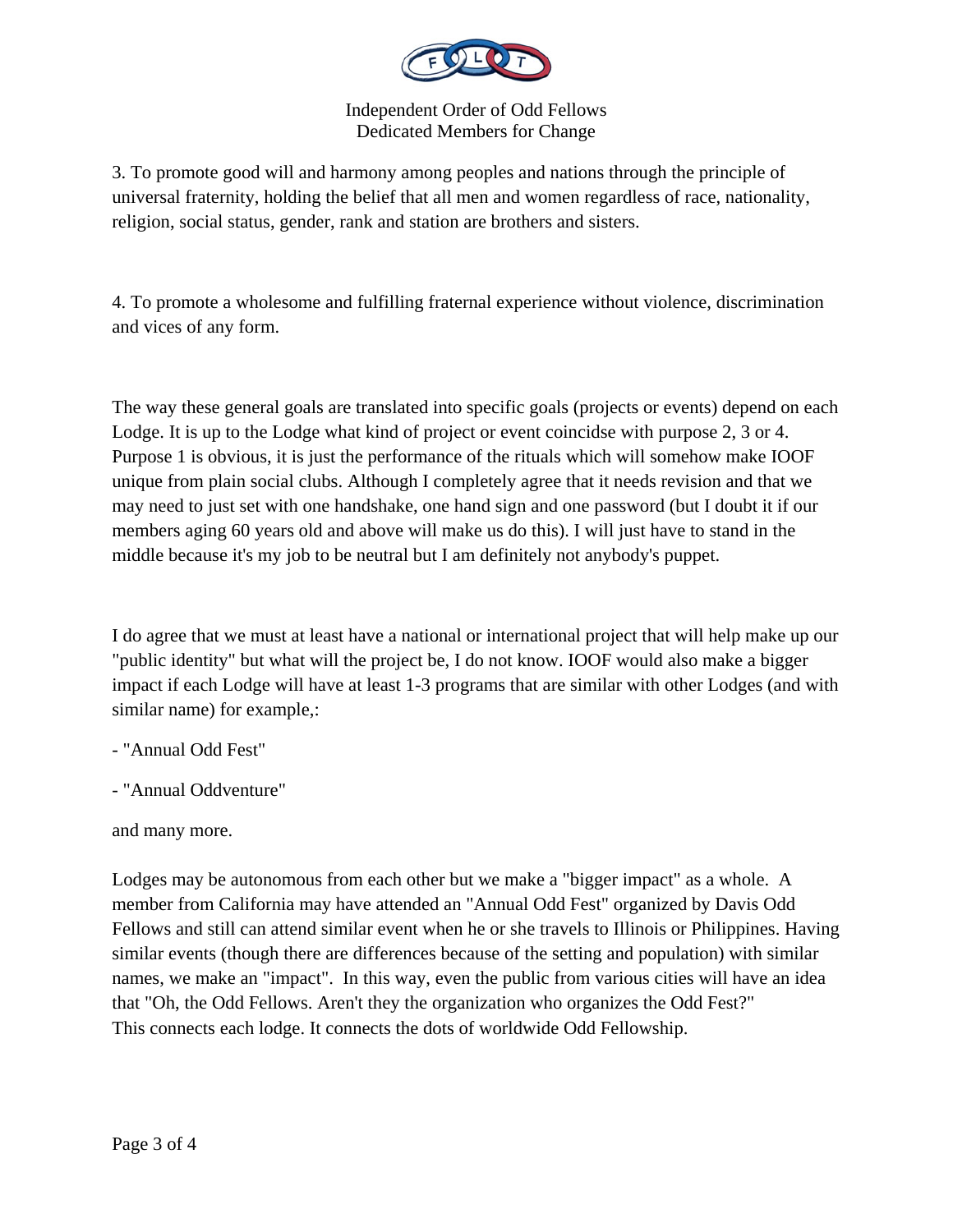3. To promote good will and harmony among peoples and nations through the principle of universal fraternity, holding the belief that all men and women regardless of race, nationality, religion, social status, gender, rank and station are brothers and sisters.

4. To promote a wholesome and fulfilling fraternal experience without violence, discrimination and vices of any form.

The way these general goals are translated into specific goals (projects or events) depend on each Lodge. It is up to the Lodge what kind of project or event coincidse with purpose 2, 3 or 4. Purpose 1 is obvious, it is just the performance of the rituals which will somehow make IOOF unique from plain social clubs. Although I completely agree that it needs revision and that we may need to just set with one handshake, one hand sign and one password (but I doubt it if our members aging 60 years old and above will make us do this). I will just have to stand in the middle because it's my job to be neutral but I am definitely not anybody's puppet.

I do agree that we must at least have a national or international project that will help make up our "public identity" but what will the project be, I do not know. IOOF would also make a bigger impact if each Lodge will have at least 1-3 programs that are similar with other Lodges (and with similar name) for example,:

- "Annual Odd Fest"
- "Annual Oddventure"

and many more.

Lodges may be autonomous from each other but we make a "bigger impact" as a whole. A member from California may have attended an "Annual Odd Fest" organized by Davis Odd Fellows and still can attend similar event when he or she travels to Illinois or Philippines. Having similar events (though there are differences because of the setting and population) with similar names, we make an "impact". In this way, even the public from various cities will have an idea that "Oh, the Odd Fellows. Aren't they the organization who organizes the Odd Fest?" This connects each lodge. It connects the dots of worldwide Odd Fellowship.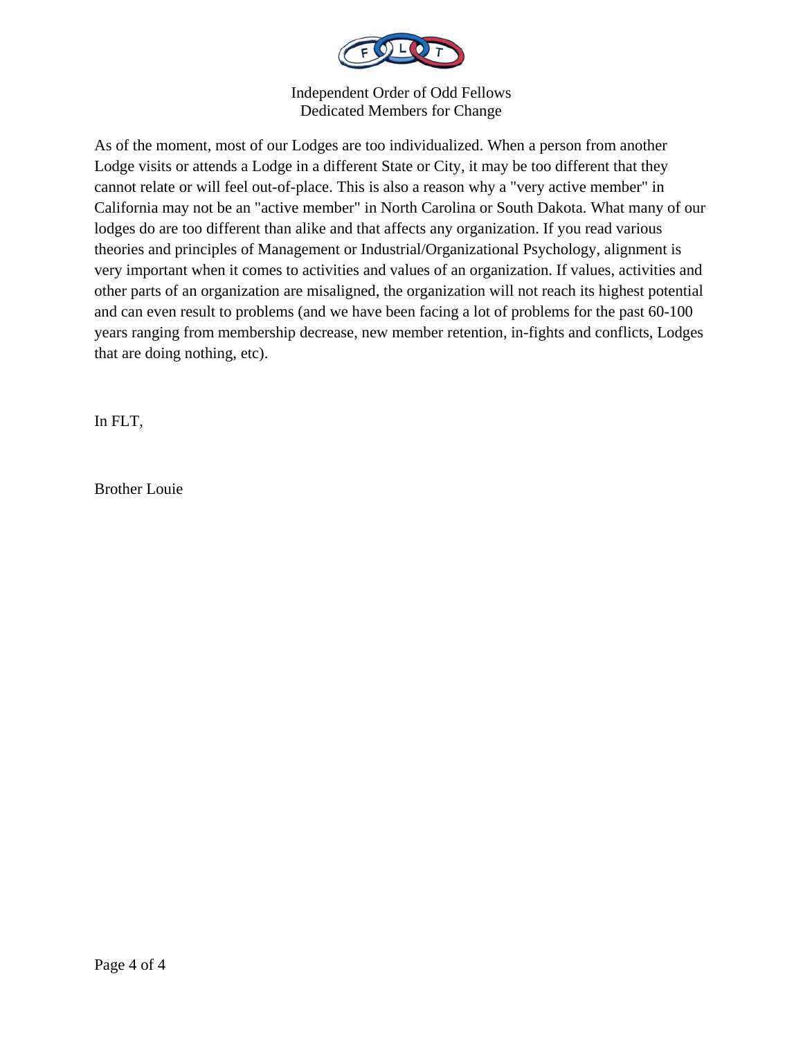Independent Order of Odd Fellows
Dedicated Members for Change

As of the moment, most of our Lodges are too individualized. When a person from another Lodge visits or attends a Lodge in a different State or City, it may be too different that they cannot relate or will feel out-of-place. This is also a reason why a "very active member" in California may not be an "active member" in North Carolina or South Dakota. What many of our lodges do are too different than alike and that affects any organization. If you read various theories and principles of Management or Industrial/Organizational Psychology, alignment is very important when it comes to activities and values of an organization. If values, activities and other parts of an organization are misaligned, the organization will not reach its highest potential and can even result to problems (and we have been facing a lot of problems for the past 60-100 years ranging from membership decrease, new member retention, in-fights and conflicts, Lodges that are doing nothing, etc).

In FLT,

Brother Louie